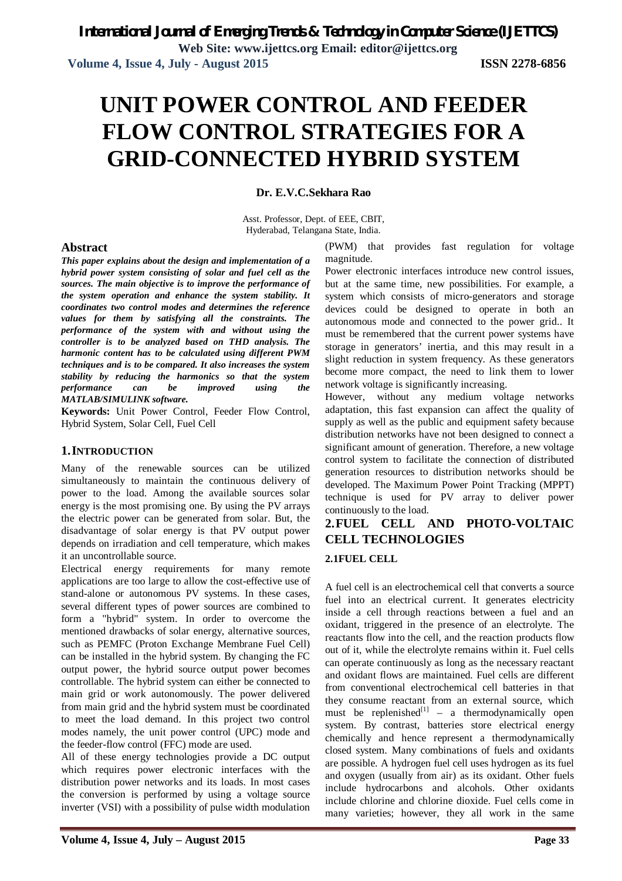# UNIT POWER CONTROL AND FEEDER FLOW CONTROL STRATEGIES FOR A GRID-CONNECTED HYBRID SYSTEM

**Dr. E.V.C.Sekhara Rao**

Asst. Professor, Dept. of EEE, CBIT,
Hyderabad, Telangana State, India.

## Abstract

***This paper explains about the design and implementation of a hybrid power system consisting of solar and fuel cell as the sources. The main objective is to improve the performance of the system operation and enhance the system stability. It coordinates two control modes and determines the reference values for them by satisfying all the constraints. The performance of the system with and without using the controller is to be analyzed based on THD analysis. The harmonic content has to be calculated using different PWM techniques and is to be compared. It also increases the system stability by reducing the harmonics so that the system performance can be improved using the MATLAB/SIMULINK software.***

**Keywords:** Unit Power Control, Feeder Flow Control, Hybrid System, Solar Cell, Fuel Cell

## 1. INTRODUCTION

Many of the renewable sources can be utilized simultaneously to maintain the continuous delivery of power to the load. Among the available sources solar energy is the most promising one. By using the PV arrays the electric power can be generated from solar. But, the disadvantage of solar energy is that PV output power depends on irradiation and cell temperature, which makes it an uncontrollable source.

Electrical energy requirements for many remote applications are too large to allow the cost-effective use of stand-alone or autonomous PV systems. In these cases, several different types of power sources are combined to form a "hybrid" system. In order to overcome the mentioned drawbacks of solar energy, alternative sources, such as PEMFC (Proton Exchange Membrane Fuel Cell) can be installed in the hybrid system. By changing the FC output power, the hybrid source output power becomes controllable. The hybrid system can either be connected to main grid or work autonomously. The power delivered from main grid and the hybrid system must be coordinated to meet the load demand. In this project two control modes namely, the unit power control (UPC) mode and the feeder-flow control (FFC) mode are used.

All of these energy technologies provide a DC output which requires power electronic interfaces with the distribution power networks and its loads. In most cases the conversion is performed by using a voltage source inverter (VSI) with a possibility of pulse width modulation (PWM) that provides fast regulation for voltage magnitude.

Power electronic interfaces introduce new control issues, but at the same time, new possibilities. For example, a system which consists of micro-generators and storage devices could be designed to operate in both an autonomous mode and connected to the power grid.. It must be remembered that the current power systems have storage in generators' inertia, and this may result in a slight reduction in system frequency. As these generators become more compact, the need to link them to lower network voltage is significantly increasing.

However, without any medium voltage networks adaptation, this fast expansion can affect the quality of supply as well as the public and equipment safety because distribution networks have not been designed to connect a significant amount of generation. Therefore, a new voltage control system to facilitate the connection of distributed generation resources to distribution networks should be developed. The Maximum Power Point Tracking (MPPT) technique is used for PV array to deliver power continuously to the load.

## 2. FUEL CELL AND PHOTO-VOLTAIC CELL TECHNOLOGIES

### 2.1 FUEL CELL

A fuel cell is an electrochemical cell that converts a source fuel into an electrical current. It generates electricity inside a cell through reactions between a fuel and an oxidant, triggered in the presence of an electrolyte. The reactants flow into the cell, and the reaction products flow out of it, while the electrolyte remains within it. Fuel cells can operate continuously as long as the necessary reactant and oxidant flows are maintained. Fuel cells are different from conventional electrochemical cell batteries in that they consume reactant from an external source, which must be replenished[1] – a thermodynamically open system. By contrast, batteries store electrical energy chemically and hence represent a thermodynamically closed system. Many combinations of fuels and oxidants are possible. A hydrogen fuel cell uses hydrogen as its fuel and oxygen (usually from air) as its oxidant. Other fuels include hydrocarbons and alcohols. Other oxidants include chlorine and chlorine dioxide. Fuel cells come in many varieties; however, they all work in the same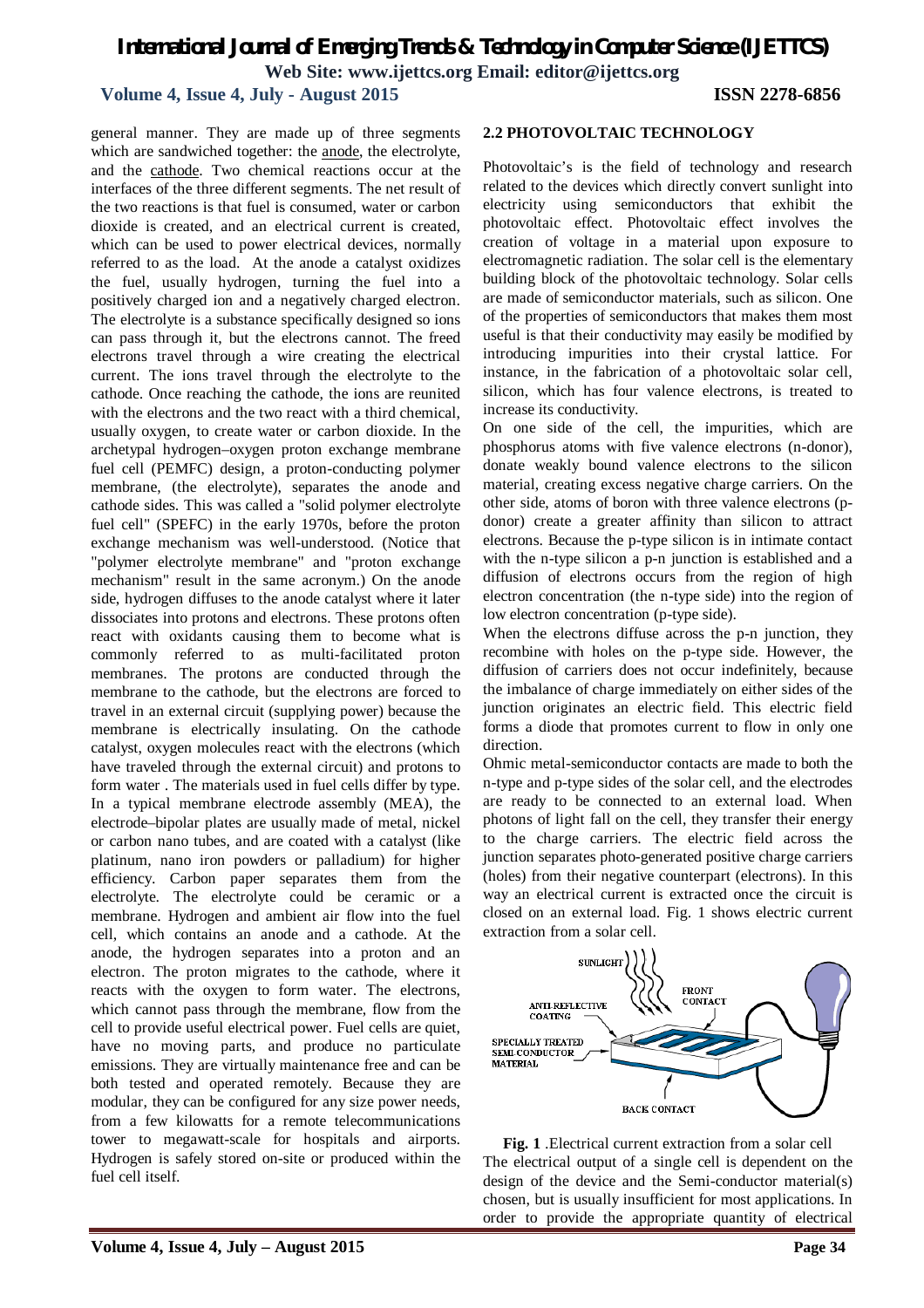general manner. They are made up of three segments which are sandwiched together: the anode, the electrolyte, and the cathode. Two chemical reactions occur at the interfaces of the three different segments. The net result of the two reactions is that fuel is consumed, water or carbon dioxide is created, and an electrical current is created, which can be used to power electrical devices, normally referred to as the load. At the anode a catalyst oxidizes the fuel, usually hydrogen, turning the fuel into a positively charged ion and a negatively charged electron. The electrolyte is a substance specifically designed so ions can pass through it, but the electrons cannot. The freed electrons travel through a wire creating the electrical current. The ions travel through the electrolyte to the cathode. Once reaching the cathode, the ions are reunited with the electrons and the two react with a third chemical, usually oxygen, to create water or carbon dioxide. In the archetypal hydrogen–oxygen proton exchange membrane fuel cell (PEMFC) design, a proton-conducting polymer membrane, (the electrolyte), separates the anode and cathode sides. This was called a "solid polymer electrolyte fuel cell" (SPEFC) in the early 1970s, before the proton exchange mechanism was well-understood. (Notice that "polymer electrolyte membrane" and "proton exchange mechanism" result in the same acronym.) On the anode side, hydrogen diffuses to the anode catalyst where it later dissociates into protons and electrons. These protons often react with oxidants causing them to become what is commonly referred to as multi-facilitated proton membranes. The protons are conducted through the membrane to the cathode, but the electrons are forced to travel in an external circuit (supplying power) because the membrane is electrically insulating. On the cathode catalyst, oxygen molecules react with the electrons (which have traveled through the external circuit) and protons to form water . The materials used in fuel cells differ by type. In a typical membrane electrode assembly (MEA), the electrode–bipolar plates are usually made of metal, nickel or carbon nano tubes, and are coated with a catalyst (like platinum, nano iron powders or palladium) for higher efficiency. Carbon paper separates them from the electrolyte. The electrolyte could be ceramic or a membrane. Hydrogen and ambient air flow into the fuel cell, which contains an anode and a cathode. At the anode, the hydrogen separates into a proton and an electron. The proton migrates to the cathode, where it reacts with the oxygen to form water. The electrons, which cannot pass through the membrane, flow from the cell to provide useful electrical power. Fuel cells are quiet, have no moving parts, and produce no particulate emissions. They are virtually maintenance free and can be both tested and operated remotely. Because they are modular, they can be configured for any size power needs, from a few kilowatts for a remote telecommunications tower to megawatt-scale for hospitals and airports. Hydrogen is safely stored on-site or produced within the fuel cell itself.

### 2.2 PHOTOVOLTAIC TECHNOLOGY

Photovoltaic's is the field of technology and research related to the devices which directly convert sunlight into electricity using semiconductors that exhibit the photovoltaic effect. Photovoltaic effect involves the creation of voltage in a material upon exposure to electromagnetic radiation. The solar cell is the elementary building block of the photovoltaic technology. Solar cells are made of semiconductor materials, such as silicon. One of the properties of semiconductors that makes them most useful is that their conductivity may easily be modified by introducing impurities into their crystal lattice. For instance, in the fabrication of a photovoltaic solar cell, silicon, which has four valence electrons, is treated to increase its conductivity.

On one side of the cell, the impurities, which are phosphorus atoms with five valence electrons (n-donor), donate weakly bound valence electrons to the silicon material, creating excess negative charge carriers. On the other side, atoms of boron with three valence electrons (p-donor) create a greater affinity than silicon to attract electrons. Because the p-type silicon is in intimate contact with the n-type silicon a p-n junction is established and a diffusion of electrons occurs from the region of high electron concentration (the n-type side) into the region of low electron concentration (p-type side).

When the electrons diffuse across the p-n junction, they recombine with holes on the p-type side. However, the diffusion of carriers does not occur indefinitely, because the imbalance of charge immediately on either sides of the junction originates an electric field. This electric field forms a diode that promotes current to flow in only one direction.

Ohmic metal-semiconductor contacts are made to both the n-type and p-type sides of the solar cell, and the electrodes are ready to be connected to an external load. When photons of light fall on the cell, they transfer their energy to the charge carriers. The electric field across the junction separates photo-generated positive charge carriers (holes) from their negative counterpart (electrons). In this way an electrical current is extracted once the circuit is closed on an external load. Fig. 1 shows electric current extraction from a solar cell.

**Fig. 1** .Electrical current extraction from a solar cell

The electrical output of a single cell is dependent on the design of the device and the Semi-conductor material(s) chosen, but is usually insufficient for most applications. In order to provide the appropriate quantity of electrical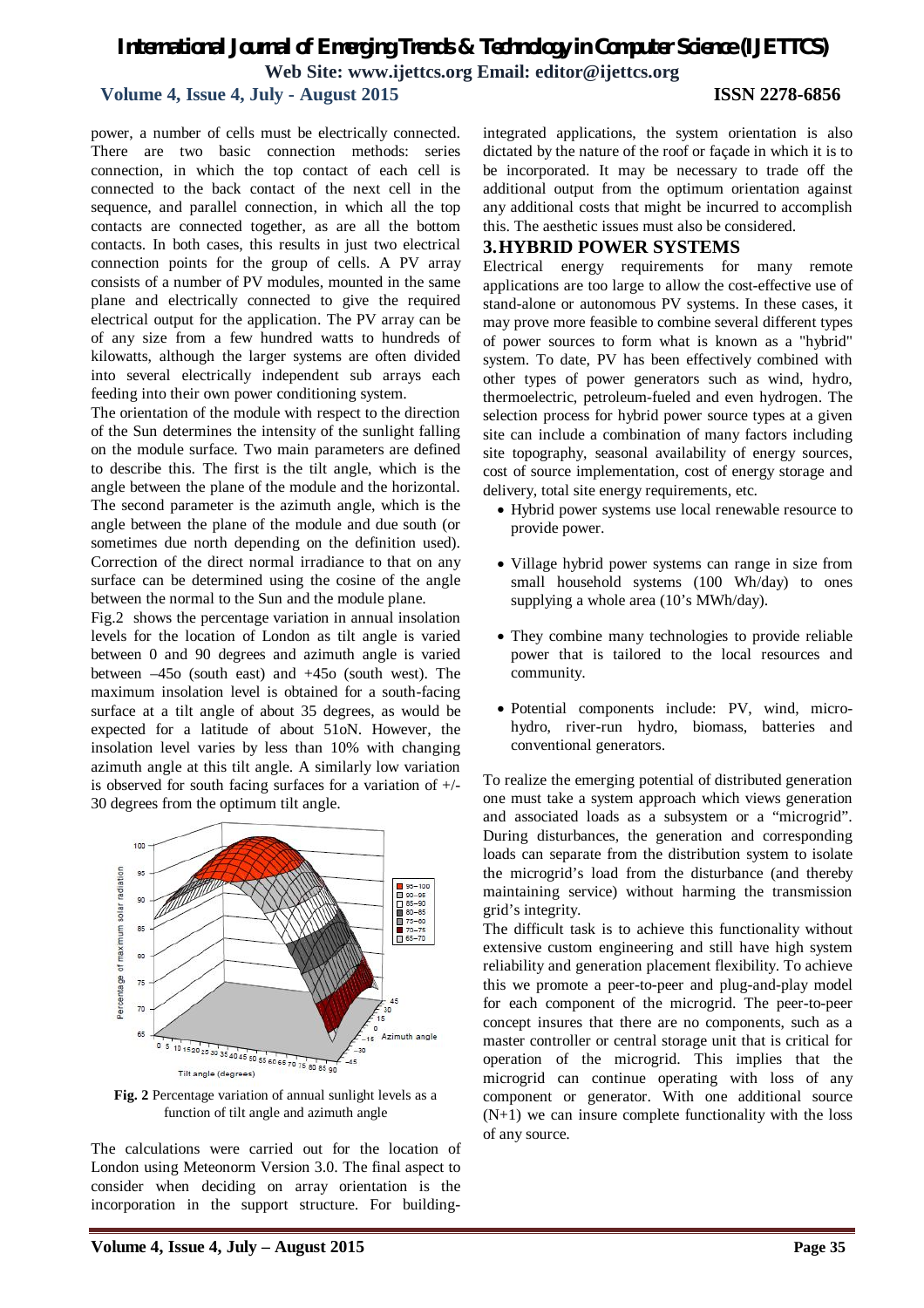power, a number of cells must be electrically connected. There are two basic connection methods: series connection, in which the top contact of each cell is connected to the back contact of the next cell in the sequence, and parallel connection, in which all the top contacts are connected together, as are all the bottom contacts. In both cases, this results in just two electrical connection points for the group of cells. A PV array consists of a number of PV modules, mounted in the same plane and electrically connected to give the required electrical output for the application. The PV array can be of any size from a few hundred watts to hundreds of kilowatts, although the larger systems are often divided into several electrically independent sub arrays each feeding into their own power conditioning system.

The orientation of the module with respect to the direction of the Sun determines the intensity of the sunlight falling on the module surface. Two main parameters are defined to describe this. The first is the tilt angle, which is the angle between the plane of the module and the horizontal. The second parameter is the azimuth angle, which is the angle between the plane of the module and due south (or sometimes due north depending on the definition used). Correction of the direct normal irradiance to that on any surface can be determined using the cosine of the angle between the normal to the Sun and the module plane.

Fig.2 shows the percentage variation in annual insolation levels for the location of London as tilt angle is varied between 0 and 90 degrees and azimuth angle is varied between –45o (south east) and +45o (south west). The maximum insolation level is obtained for a south-facing surface at a tilt angle of about 35 degrees, as would be expected for a latitude of about 51oN. However, the insolation level varies by less than 10% with changing azimuth angle at this tilt angle. A similarly low variation is observed for south facing surfaces for a variation of +/- 30 degrees from the optimum tilt angle.

**Fig. 2** Percentage variation of annual sunlight levels as a function of tilt angle and azimuth angle

The calculations were carried out for the location of London using Meteonorm Version 3.0. The final aspect to consider when deciding on array orientation is the incorporation in the support structure. For building-integrated applications, the system orientation is also dictated by the nature of the roof or façade in which it is to be incorporated. It may be necessary to trade off the additional output from the optimum orientation against any additional costs that might be incurred to accomplish this. The aesthetic issues must also be considered.

## 3. HYBRID POWER SYSTEMS

Electrical energy requirements for many remote applications are too large to allow the cost-effective use of stand-alone or autonomous PV systems. In these cases, it may prove more feasible to combine several different types of power sources to form what is known as a "hybrid" system. To date, PV has been effectively combined with other types of power generators such as wind, hydro, thermoelectric, petroleum-fueled and even hydrogen. The selection process for hybrid power source types at a given site can include a combination of many factors including site topography, seasonal availability of energy sources, cost of source implementation, cost of energy storage and delivery, total site energy requirements, etc.

- Hybrid power systems use local renewable resource to provide power.
- Village hybrid power systems can range in size from small household systems (100 Wh/day) to ones supplying a whole area (10's MWh/day).
- They combine many technologies to provide reliable power that is tailored to the local resources and community.
- Potential components include: PV, wind, micro-hydro, river-run hydro, biomass, batteries and conventional generators.

To realize the emerging potential of distributed generation one must take a system approach which views generation and associated loads as a subsystem or a "microgrid". During disturbances, the generation and corresponding loads can separate from the distribution system to isolate the microgrid's load from the disturbance (and thereby maintaining service) without harming the transmission grid's integrity.

The difficult task is to achieve this functionality without extensive custom engineering and still have high system reliability and generation placement flexibility. To achieve this we promote a peer-to-peer and plug-and-play model for each component of the microgrid. The peer-to-peer concept insures that there are no components, such as a master controller or central storage unit that is critical for operation of the microgrid. This implies that the microgrid can continue operating with loss of any component or generator. With one additional source (N+1) we can insure complete functionality with the loss of any source.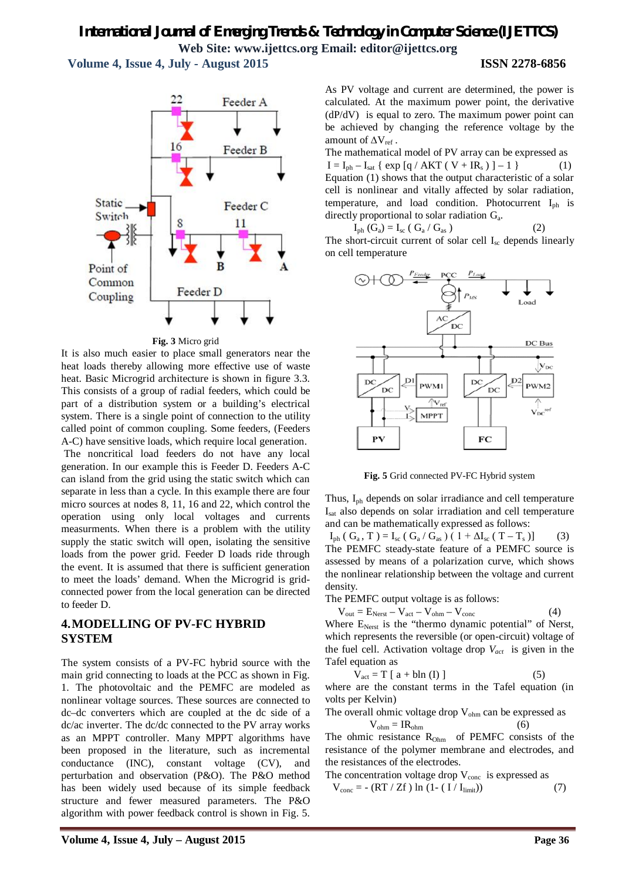**Fig. 3** Micro grid

It is also much easier to place small generators near the heat loads thereby allowing more effective use of waste heat. Basic Microgrid architecture is shown in figure 3.3. This consists of a group of radial feeders, which could be part of a distribution system or a building's electrical system. There is a single point of connection to the utility called point of common coupling. Some feeders, (Feeders A-C) have sensitive loads, which require local generation. The noncritical load feeders do not have any local generation. In our example this is Feeder D. Feeders A-C can island from the grid using the static switch which can separate in less than a cycle. In this example there are four micro sources at nodes 8, 11, 16 and 22, which control the operation using only local voltages and currents measurments. When there is a problem with the utility supply the static switch will open, isolating the sensitive loads from the power grid. Feeder D loads ride through the event. It is assumed that there is sufficient generation to meet the loads' demand. When the Microgrid is grid-connected power from the local generation can be directed to feeder D.

## 4. MODELLING OF PV-FC HYBRID SYSTEM

The system consists of a PV-FC hybrid source with the main grid connecting to loads at the PCC as shown in Fig. 1. The photovoltaic and the PEMFC are modeled as nonlinear voltage sources. These sources are connected to dc–dc converters which are coupled at the dc side of a dc/ac inverter. The dc/dc connected to the PV array works as an MPPT controller. Many MPPT algorithms have been proposed in the literature, such as incremental conductance (INC), constant voltage (CV), and perturbation and observation (P&O). The P&O method has been widely used because of its simple feedback structure and fewer measured parameters. The P&O algorithm with power feedback control is shown in Fig. 5.

As PV voltage and current are determined, the power is calculated. At the maximum power point, the derivative (dP/dV) is equal to zero. The maximum power point can be achieved by changing the reference voltage by the amount of $\Delta V_{ref}$.

The mathematical model of PV array can be expressed as

$$I = I_{ph} - I_{sat} \{ \exp [q / AKT ( V + IR_s ) ] - 1 \} \quad (1)$$

Equation (1) shows that the output characteristic of a solar cell is nonlinear and vitally affected by solar radiation, temperature, and load condition. Photocurrent $I_{ph}$ is directly proportional to solar radiation $G_a$.

$$I_{ph} (G_a) = I_{sc} ( G_a / G_{as} ) \quad (2)$$

The short-circuit current of solar cell $I_{sc}$ depends linearly on cell temperature

**Fig. 5** Grid connected PV-FC Hybrid system

Thus, $I_{ph}$ depends on solar irradiance and cell temperature $I_{sat}$ also depends on solar irradiation and cell temperature and can be mathematically expressed as follows:

$$I_{ph} ( G_a , T ) = I_{sc} ( G_a / G_{as} ) ( 1 + \Delta I_{sc} ( T - T_s )] \quad (3)$$

The PEMFC steady-state feature of a PEMFC source is assessed by means of a polarization curve, which shows the nonlinear relationship between the voltage and current density.

The PEMFC output voltage is as follows:

$$V_{out} = E_{Nerst} - V_{act} - V_{ohm} - V_{conc} \quad (4)$$

Where $E_{Nerst}$ is the "thermo dynamic potential" of Nerst, which represents the reversible (or open-circuit) voltage of the fuel cell. Activation voltage drop $V_{act}$ is given in the Tafel equation as

$$V_{act} = T [ a + b\ln (I) ] \quad (5)$$

where are the constant terms in the Tafel equation (in volts per Kelvin)

The overall ohmic voltage drop $V_{ohm}$ can be expressed as

$$V_{ohm} = IR_{ohm} \quad (6)$$

The ohmic resistance $R_{Ohm}$ of PEMFC consists of the resistance of the polymer membrane and electrodes, and the resistances of the electrodes.

The concentration voltage drop $V_{conc}$ is expressed as

$$V_{conc} = - (RT / Zf ) \ln (1- ( I / I_{limit})) \quad (7)$$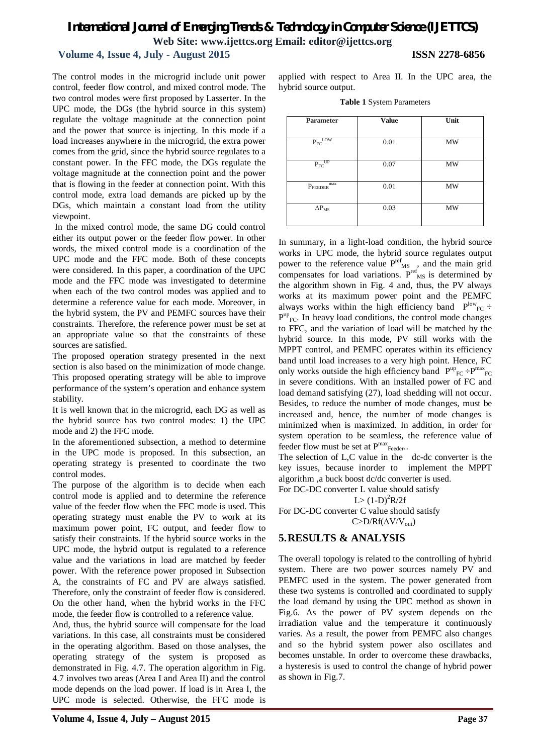The control modes in the microgrid include unit power control, feeder flow control, and mixed control mode. The two control modes were first proposed by Lasserter. In the UPC mode, the DGs (the hybrid source in this system) regulate the voltage magnitude at the connection point and the power that source is injecting. In this mode if a load increases anywhere in the microgrid, the extra power comes from the grid, since the hybrid source regulates to a constant power. In the FFC mode, the DGs regulate the voltage magnitude at the connection point and the power that is flowing in the feeder at connection point. With this control mode, extra load demands are picked up by the DGs, which maintain a constant load from the utility viewpoint.

In the mixed control mode, the same DG could control either its output power or the feeder flow power. In other words, the mixed control mode is a coordination of the UPC mode and the FFC mode. Both of these concepts were considered. In this paper, a coordination of the UPC mode and the FFC mode was investigated to determine when each of the two control modes was applied and to determine a reference value for each mode. Moreover, in the hybrid system, the PV and PEMFC sources have their constraints. Therefore, the reference power must be set at an appropriate value so that the constraints of these sources are satisfied.

The proposed operation strategy presented in the next section is also based on the minimization of mode change. This proposed operating strategy will be able to improve performance of the system's operation and enhance system stability.

It is well known that in the microgrid, each DG as well as the hybrid source has two control modes: 1) the UPC mode and 2) the FFC mode.

In the aforementioned subsection, a method to determine in the UPC mode is proposed. In this subsection, an operating strategy is presented to coordinate the two control modes.

The purpose of the algorithm is to decide when each control mode is applied and to determine the reference value of the feeder flow when the FFC mode is used. This operating strategy must enable the PV to work at its maximum power point, FC output, and feeder flow to satisfy their constraints. If the hybrid source works in the UPC mode, the hybrid output is regulated to a reference value and the variations in load are matched by feeder power. With the reference power proposed in Subsection A, the constraints of FC and PV are always satisfied. Therefore, only the constraint of feeder flow is considered. On the other hand, when the hybrid works in the FFC mode, the feeder flow is controlled to a reference value.

And, thus, the hybrid source will compensate for the load variations. In this case, all constraints must be considered in the operating algorithm. Based on those analyses, the operating strategy of the system is proposed as demonstrated in Fig. 4.7. The operation algorithm in Fig. 4.7 involves two areas (Area I and Area II) and the control mode depends on the load power. If load is in Area I, the UPC mode is selected. Otherwise, the FFC mode is applied with respect to Area II. In the UPC area, the hybrid source output.

**Table 1** System Parameters

| Parameter | Value | Unit |
|---|---|---|
| $P_{FC}^{LOW}$ | 0.01 | MW |
| $P_{FC}^{UP}$ | 0.07 | MW |
| $P_{FEEDER}^{max}$ | 0.01 | MW |
| $\Delta P_{MS}$ | 0.03 | MW |

In summary, in a light-load condition, the hybrid source works in UPC mode, the hybrid source regulates output power to the reference value $P^{ref}_{MS}$ , and the main grid compensates for load variations. $P^{ref}_{MS}$ is determined by the algorithm shown in Fig. 4 and, thus, the PV always works at its maximum power point and the PEMFC always works within the high efficiency band $P^{low}_{FC} \div P^{up}_{FC}$. In heavy load conditions, the control mode changes to FFC, and the variation of load will be matched by the hybrid source. In this mode, PV still works with the MPPT control, and PEMFC operates within its efficiency band until load increases to a very high point. Hence, FC only works outside the high efficiency band $P^{up}_{FC} \div P^{max}_{FC}$ in severe conditions. With an installed power of FC and load demand satisfying (27), load shedding will not occur. Besides, to reduce the number of mode changes, must be increased and, hence, the number of mode changes is minimized when is maximized. In addition, in order for system operation to be seamless, the reference value of feeder flow must be set at $P^{max}_{Feeder}$..

The selection of L,C value in the dc-dc converter is the key issues, because inorder to implement the MPPT algorithm ,a buck boost dc/dc converter is used.

For DC-DC converter L value should satisfy

$$L > (1-D)^2 R/2f$$

For DC-DC converter C value should satisfy

$$C > D/Rf(\Delta V/V_{out})$$

## 5. RESULTS & ANALYSIS

The overall topology is related to the controlling of hybrid system. There are two power sources namely PV and PEMFC used in the system. The power generated from these two systems is controlled and coordinated to supply the load demand by using the UPC method as shown in Fig.6. As the power of PV system depends on the irradiation value and the temperature it continuously varies. As a result, the power from PEMFC also changes and so the hybrid system power also oscillates and becomes unstable. In order to overcome these drawbacks, a hysteresis is used to control the change of hybrid power as shown in Fig.7.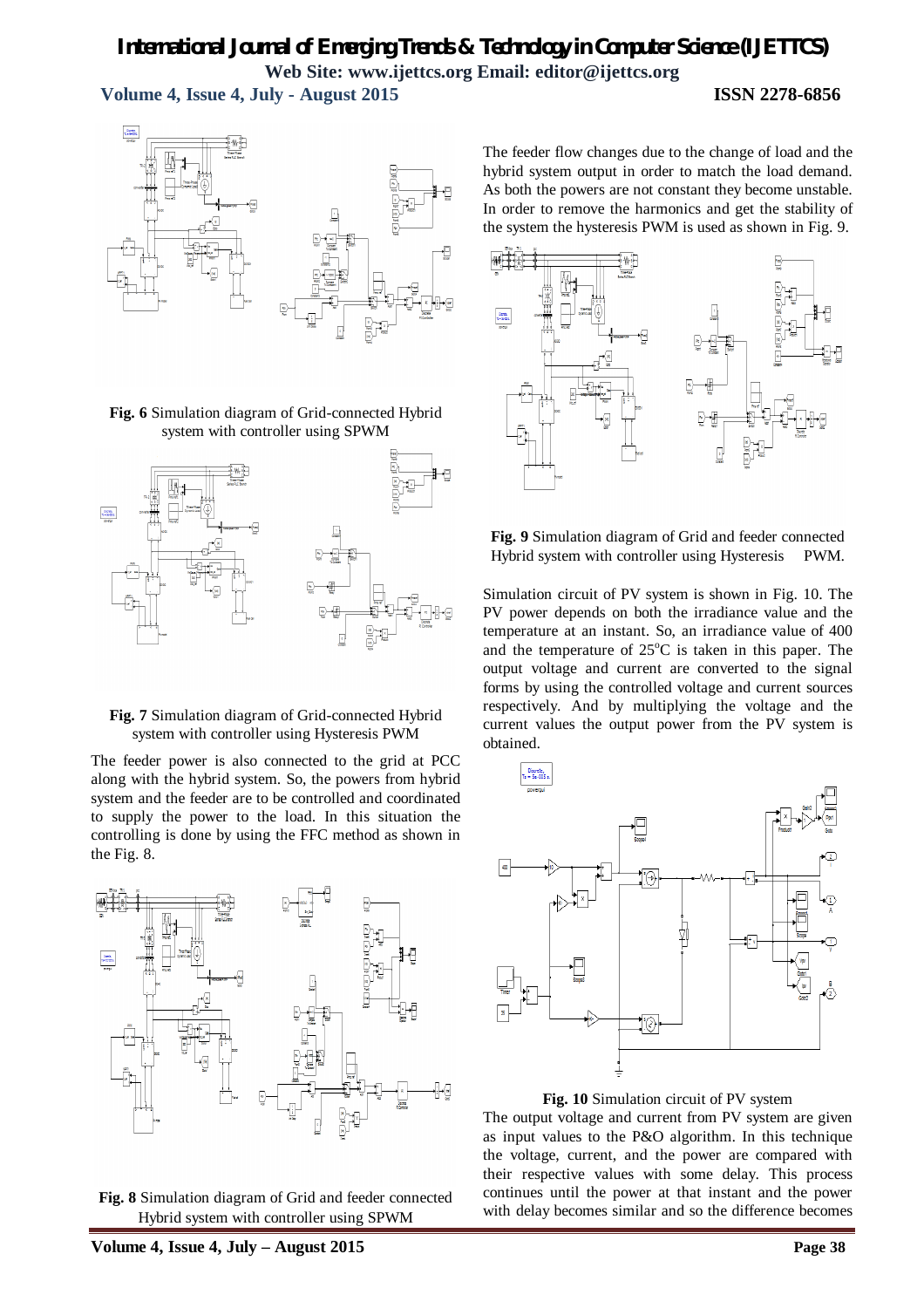Fig. 6 Simulation diagram of Grid-connected Hybrid system with controller using SPWM

Fig. 7 Simulation diagram of Grid-connected Hybrid system with controller using Hysteresis PWM

The feeder power is also connected to the grid at PCC along with the hybrid system. So, the powers from hybrid system and the feeder are to be controlled and coordinated to supply the power to the load. In this situation the controlling is done by using the FFC method as shown in the Fig. 8.

Fig. 8 Simulation diagram of Grid and feeder connected Hybrid system with controller using SPWM

The feeder flow changes due to the change of load and the hybrid system output in order to match the load demand. As both the powers are not constant they become unstable. In order to remove the harmonics and get the stability of the system the hysteresis PWM is used as shown in Fig. 9.

Fig. 9 Simulation diagram of Grid and feeder connected Hybrid system with controller using Hysteresis PWM.

Simulation circuit of PV system is shown in Fig. 10. The PV power depends on both the irradiance value and the temperature at an instant. So, an irradiance value of 400 and the temperature of 25$^{o}$C is taken in this paper. The output voltage and current are converted to the signal forms by using the controlled voltage and current sources respectively. And by multiplying the voltage and the current values the output power from the PV system is obtained.

Fig. 10 Simulation circuit of PV system

The output voltage and current from PV system are given as input values to the P&O algorithm. In this technique the voltage, current, and the power are compared with their respective values with some delay. This process continues until the power at that instant and the power with delay becomes similar and so the difference becomes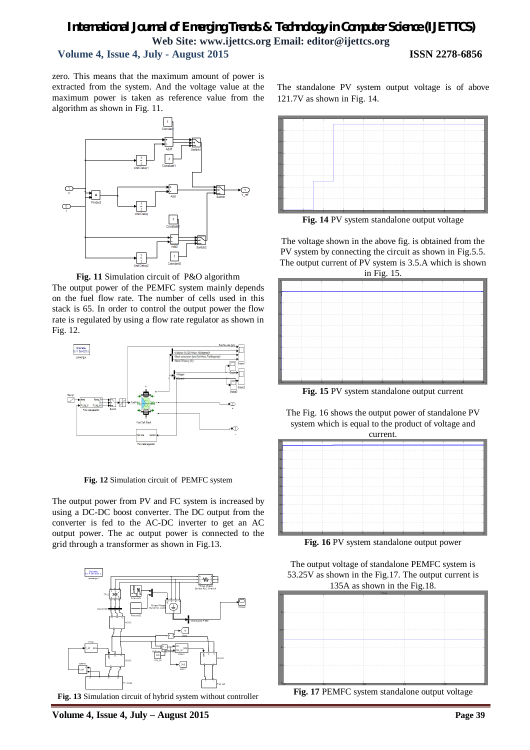zero. This means that the maximum amount of power is extracted from the system. And the voltage value at the maximum power is taken as reference value from the algorithm as shown in Fig. 11.

**Fig. 11** Simulation circuit of P&O algorithm

The output power of the PEMFC system mainly depends on the fuel flow rate. The number of cells used in this stack is 65. In order to control the output power the flow rate is regulated by using a flow rate regulator as shown in Fig. 12.

**Fig. 12** Simulation circuit of PEMFC system

The output power from PV and FC system is increased by using a DC-DC boost converter. The DC output from the converter is fed to the AC-DC inverter to get an AC output power. The ac output power is connected to the grid through a transformer as shown in Fig.13.

**Fig. 13** Simulation circuit of hybrid system without controller

The standalone PV system output voltage is of above 121.7V as shown in Fig. 14.

**Fig. 14** PV system standalone output voltage

The voltage shown in the above fig. is obtained from the PV system by connecting the circuit as shown in Fig.5.5. The output current of PV system is 3.5.A which is shown in Fig. 15.

**Fig. 15** PV system standalone output current

The Fig. 16 shows the output power of standalone PV system which is equal to the product of voltage and current.

**Fig. 16** PV system standalone output power

The output voltage of standalone PEMFC system is 53.25V as shown in the Fig.17. The output current is 135A as shown in the Fig.18.

**Fig. 17** PEMFC system standalone output voltage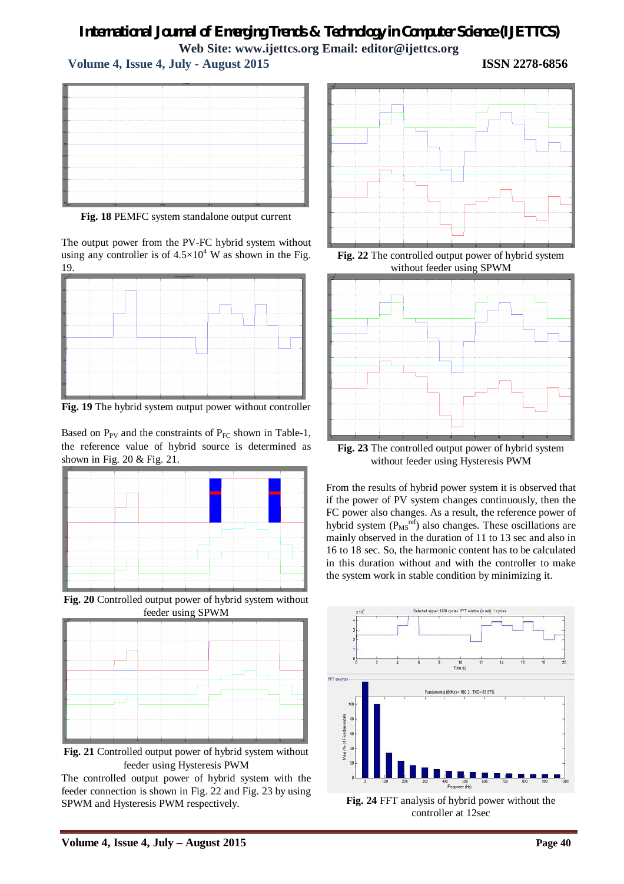**Fig. 18** PEMFC system standalone output current

The output power from the PV-FC hybrid system without using any controller is of $4.5\times10^4$ W as shown in the Fig. 19.

**Fig. 19** The hybrid system output power without controller

Based on $P_{PV}$ and the constraints of $P_{FC}$ shown in Table-1, the reference value of hybrid source is determined as shown in Fig. 20 & Fig. 21.

**Fig. 20** Controlled output power of hybrid system without feeder using SPWM

**Fig. 21** Controlled output power of hybrid system without feeder using Hysteresis PWM

The controlled output power of hybrid system with the feeder connection is shown in Fig. 22 and Fig. 23 by using SPWM and Hysteresis PWM respectively.

**Fig. 22** The controlled output power of hybrid system without feeder using SPWM

**Fig. 23** The controlled output power of hybrid system without feeder using Hysteresis PWM

From the results of hybrid power system it is observed that if the power of PV system changes continuously, then the FC power also changes. As a result, the reference power of hybrid system ($P_{MS}^{ref}$) also changes. These oscillations are mainly observed in the duration of 11 to 13 sec and also in 16 to 18 sec. So, the harmonic content has to be calculated in this duration without and with the controller to make the system work in stable condition by minimizing it.

**Fig. 24** FFT analysis of hybrid power without the controller at 12sec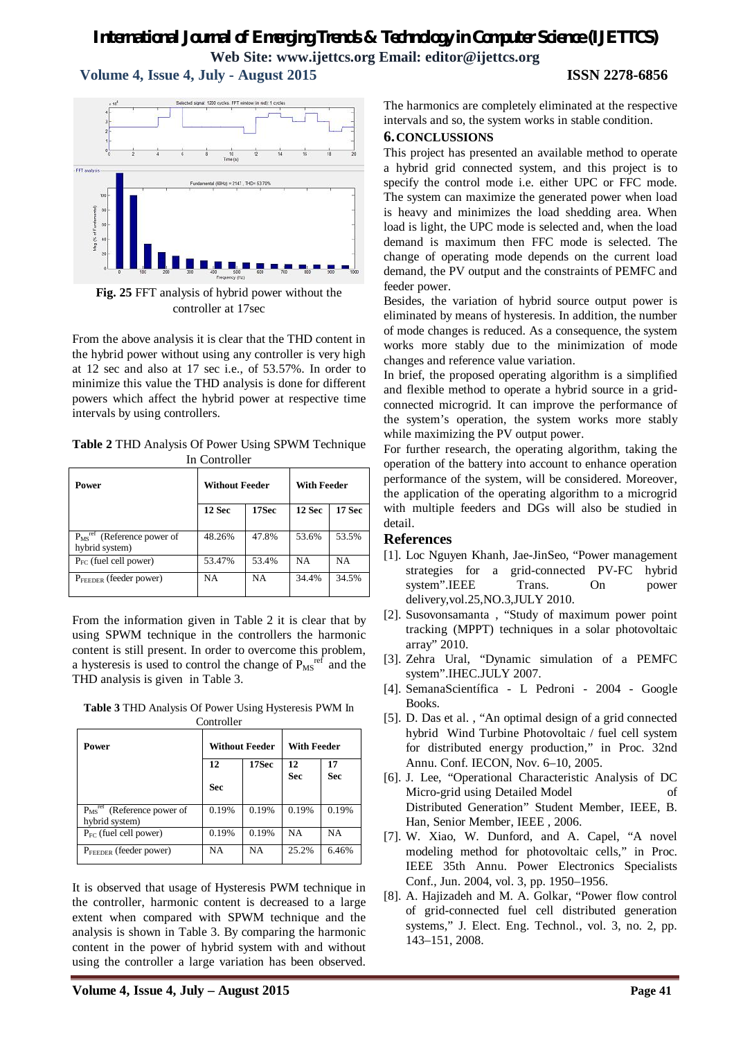**Fig. 25** FFT analysis of hybrid power without the controller at 17sec

From the above analysis it is clear that the THD content in the hybrid power without using any controller is very high at 12 sec and also at 17 sec i.e., of 53.57%. In order to minimize this value the THD analysis is done for different powers which affect the hybrid power at respective time intervals by using controllers.

**Table 2** THD Analysis Of Power Using SPWM Technique In Controller

| Power | Without Feeder | | With Feeder | |
|---|---|---|---|---|
| | 12 Sec | 17Sec | 12 Sec | 17 Sec |
| $P_{MS}^{ref}$ (Reference power of hybrid system) | 48.26% | 47.8% | 53.6% | 53.5% |
| $P_{FC}$ (fuel cell power) | 53.47% | 53.4% | NA | NA |
| $P_{FEEDER}$ (feeder power) | NA | NA | 34.4% | 34.5% |

From the information given in Table 2 it is clear that by using SPWM technique in the controllers the harmonic content is still present. In order to overcome this problem, a hysteresis is used to control the change of $P_{MS}^{ref}$ and the THD analysis is given in Table 3.

**Table 3** THD Analysis Of Power Using Hysteresis PWM In Controller

| Power | Without Feeder | | With Feeder | |
|---|---|---|---|---|
| | 12 Sec | 17Sec | 12 Sec | 17 Sec |
| $P_{MS}^{ref}$ (Reference power of hybrid system) | 0.19% | 0.19% | 0.19% | 0.19% |
| $P_{FC}$ (fuel cell power) | 0.19% | 0.19% | NA | NA |
| $P_{FEEDER}$ (feeder power) | NA | NA | 25.2% | 6.46% |

It is observed that usage of Hysteresis PWM technique in the controller, harmonic content is decreased to a large extent when compared with SPWM technique and the analysis is shown in Table 3. By comparing the harmonic content in the power of hybrid system with and without using the controller a large variation has been observed. The harmonics are completely eliminated at the respective intervals and so, the system works in stable condition.

## 6. CONCLUSSIONS

This project has presented an available method to operate a hybrid grid connected system, and this project is to specify the control mode i.e. either UPC or FFC mode. The system can maximize the generated power when load is heavy and minimizes the load shedding area. When load is light, the UPC mode is selected and, when the load demand is maximum then FFC mode is selected. The change of operating mode depends on the current load demand, the PV output and the constraints of PEMFC and feeder power.

Besides, the variation of hybrid source output power is eliminated by means of hysteresis. In addition, the number of mode changes is reduced. As a consequence, the system works more stably due to the minimization of mode changes and reference value variation.

In brief, the proposed operating algorithm is a simplified and flexible method to operate a hybrid source in a grid-connected microgrid. It can improve the performance of the system's operation, the system works more stably while maximizing the PV output power.

For further research, the operating algorithm, taking the operation of the battery into account to enhance operation performance of the system, will be considered. Moreover, the application of the operating algorithm to a microgrid with multiple feeders and DGs will also be studied in detail.

## References

[1]. Loc Nguyen Khanh, Jae-JinSeo, "Power management strategies for a grid-connected PV-FC hybrid system".IEEE Trans. On power delivery,vol.25,NO.3,JULY 2010.

[2]. Susovonsamanta , "Study of maximum power point tracking (MPPT) techniques in a solar photovoltaic array" 2010.

[3]. Zehra Ural, "Dynamic simulation of a PEMFC system".IHEC.JULY 2007.

[4]. SemanaScientífica - L Pedroni - 2004 - Google Books.

[5]. D. Das et al. , "An optimal design of a grid connected hybrid Wind Turbine Photovoltaic / fuel cell system for distributed energy production," in Proc. 32nd Annu. Conf. IECON, Nov. 6–10, 2005.

[6]. J. Lee, "Operational Characteristic Analysis of DC Micro-grid using Detailed Model of Distributed Generation" Student Member, IEEE, B. Han, Senior Member, IEEE , 2006.

[7]. W. Xiao, W. Dunford, and A. Capel, "A novel modeling method for photovoltaic cells," in Proc. IEEE 35th Annu. Power Electronics Specialists Conf., Jun. 2004, vol. 3, pp. 1950–1956.

[8]. A. Hajizadeh and M. A. Golkar, "Power flow control of grid-connected fuel cell distributed generation systems," J. Elect. Eng. Technol., vol. 3, no. 2, pp. 143–151, 2008.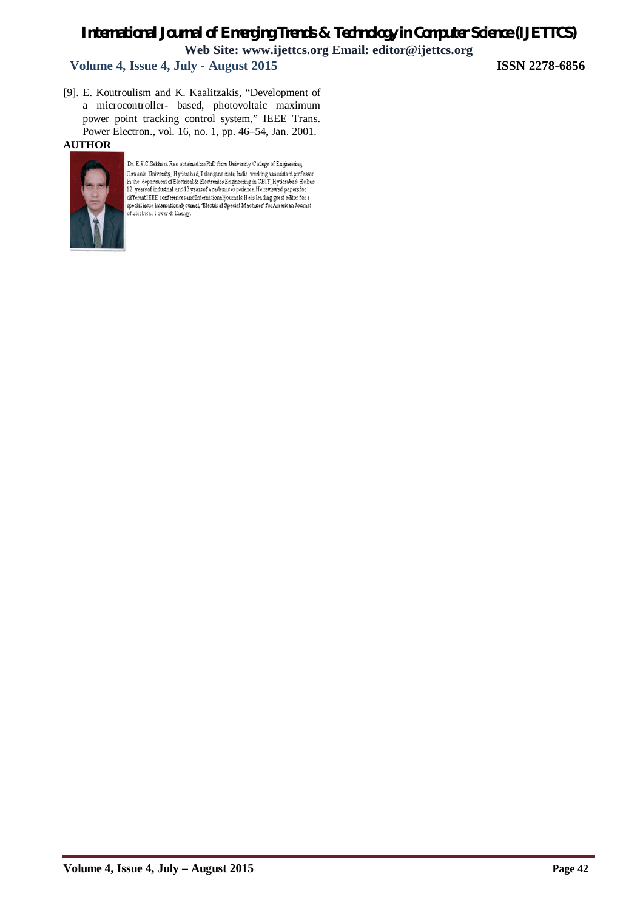[9]. E. Koutroulism and K. Kaalitzakis, "Development of a microcontroller- based, photovoltaic maximum power point tracking control system," IEEE Trans. Power Electron., vol. 16, no. 1, pp. 46–54, Jan. 2001.

**AUTHOR**

Dr. E.V.C Sekhara Rao obtained his PhD from University College of Engineering Osmania University, Hyderabad, Telangana state, India. working as assistant professor in the department of Electrical & Electronics Engineering in CBIT, Hyderabad. He has 12 years of industrial and 13 years of academic experience. He reviewed papers for different IEEE conferences and International journals. He is leading guest editor for a special issue international journal, 'Electrical Special Machines' for American Journal of Electrical Power & Energy.